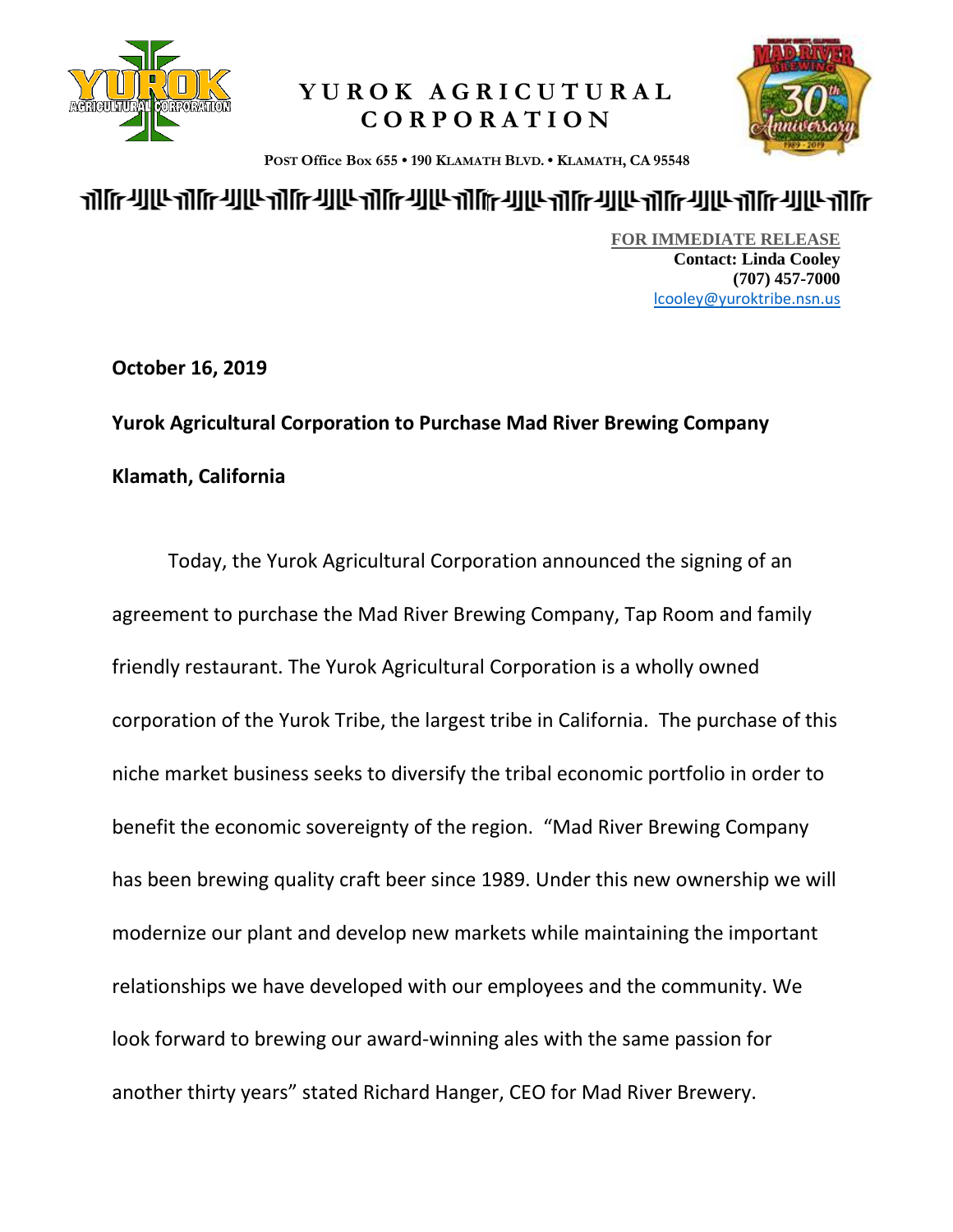# YUROK AGRICUTURAL CORPORATION

POST Office Box 655 • 190 KLAMATH BLVD. • KLAMATH, CA 95548

FOR IMMEDIATE RELEASE
**Contact: Linda Cooley**
**(707) 457-7000**
lcooley@yuroktribe.nsn.us

**October 16, 2019**

**Yurok Agricultural Corporation to Purchase Mad River Brewing Company**

**Klamath, California**

Today, the Yurok Agricultural Corporation announced the signing of an agreement to purchase the Mad River Brewing Company, Tap Room and family friendly restaurant. The Yurok Agricultural Corporation is a wholly owned corporation of the Yurok Tribe, the largest tribe in California. The purchase of this niche market business seeks to diversify the tribal economic portfolio in order to benefit the economic sovereignty of the region. "Mad River Brewing Company has been brewing quality craft beer since 1989. Under this new ownership we will modernize our plant and develop new markets while maintaining the important relationships we have developed with our employees and the community. We look forward to brewing our award-winning ales with the same passion for another thirty years" stated Richard Hanger, CEO for Mad River Brewery.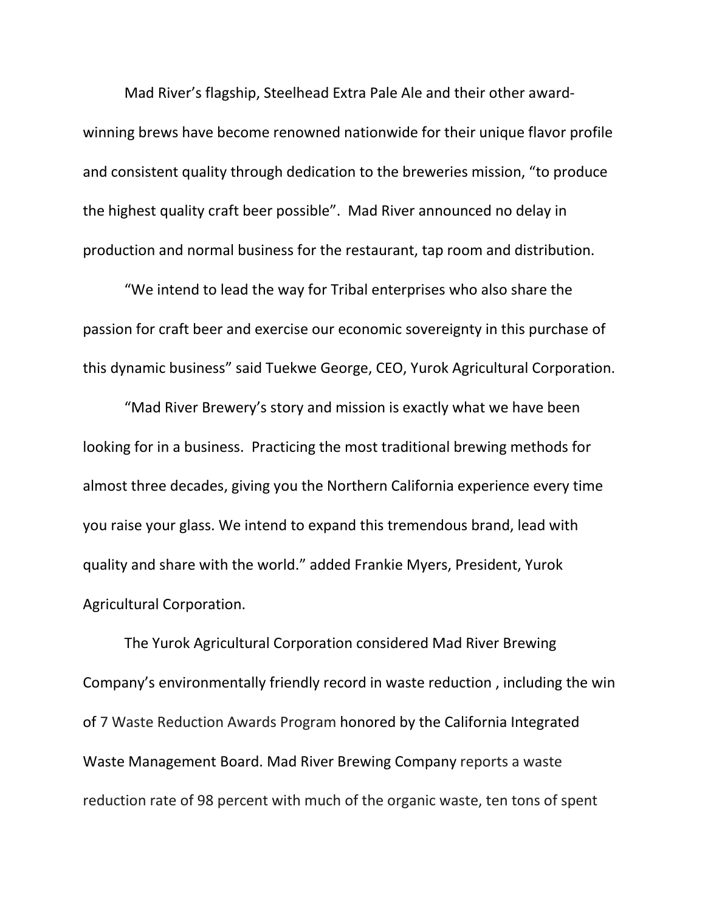Mad River's flagship, Steelhead Extra Pale Ale and their other award-winning brews have become renowned nationwide for their unique flavor profile and consistent quality through dedication to the breweries mission, "to produce the highest quality craft beer possible". Mad River announced no delay in production and normal business for the restaurant, tap room and distribution.

"We intend to lead the way for Tribal enterprises who also share the passion for craft beer and exercise our economic sovereignty in this purchase of this dynamic business" said Tuekwe George, CEO, Yurok Agricultural Corporation.

"Mad River Brewery's story and mission is exactly what we have been looking for in a business. Practicing the most traditional brewing methods for almost three decades, giving you the Northern California experience every time you raise your glass. We intend to expand this tremendous brand, lead with quality and share with the world." added Frankie Myers, President, Yurok Agricultural Corporation.

The Yurok Agricultural Corporation considered Mad River Brewing Company's environmentally friendly record in waste reduction , including the win of 7 Waste Reduction Awards Program honored by the California Integrated Waste Management Board. Mad River Brewing Company reports a waste reduction rate of 98 percent with much of the organic waste, ten tons of spent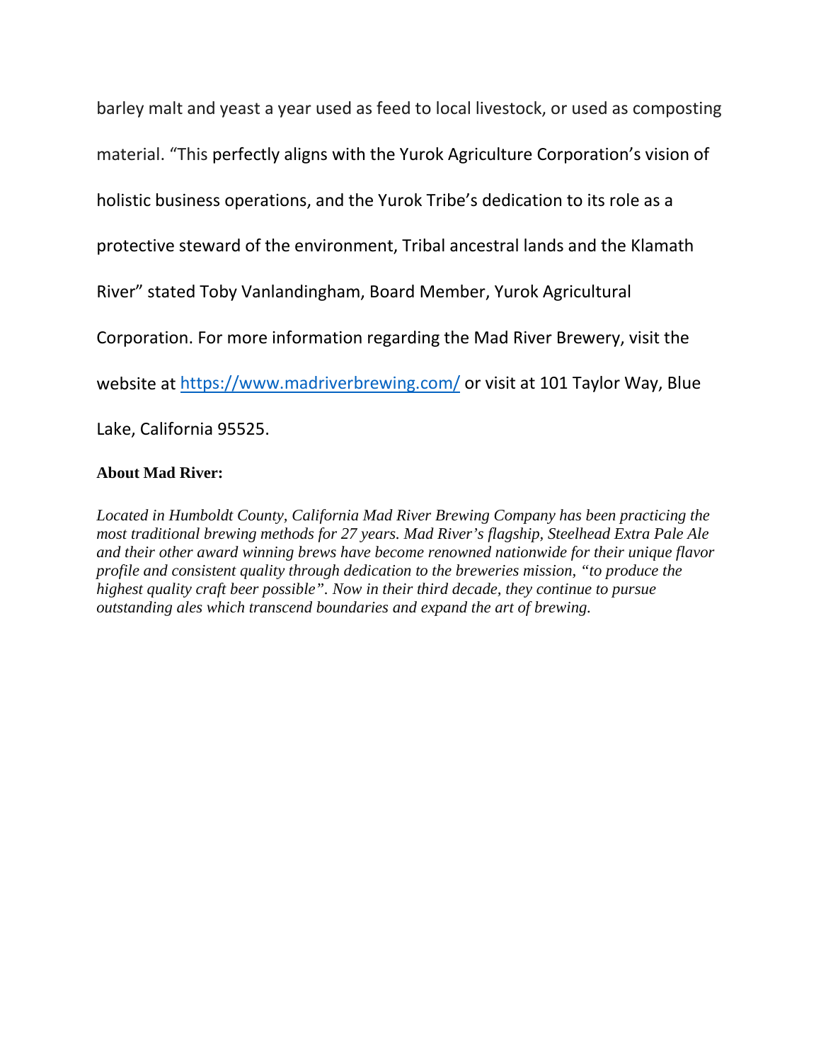barley malt and yeast a year used as feed to local livestock, or used as composting material. "This perfectly aligns with the Yurok Agriculture Corporation's vision of holistic business operations, and the Yurok Tribe's dedication to its role as a protective steward of the environment, Tribal ancestral lands and the Klamath River" stated Toby Vanlandingham, Board Member, Yurok Agricultural Corporation. For more information regarding the Mad River Brewery, visit the website at https://www.madriverbrewing.com/ or visit at 101 Taylor Way, Blue Lake, California 95525.

**About Mad River:**

*Located in Humboldt County, California Mad River Brewing Company has been practicing the most traditional brewing methods for 27 years. Mad River's flagship, Steelhead Extra Pale Ale and their other award winning brews have become renowned nationwide for their unique flavor profile and consistent quality through dedication to the breweries mission, "to produce the highest quality craft beer possible". Now in their third decade, they continue to pursue outstanding ales which transcend boundaries and expand the art of brewing.*